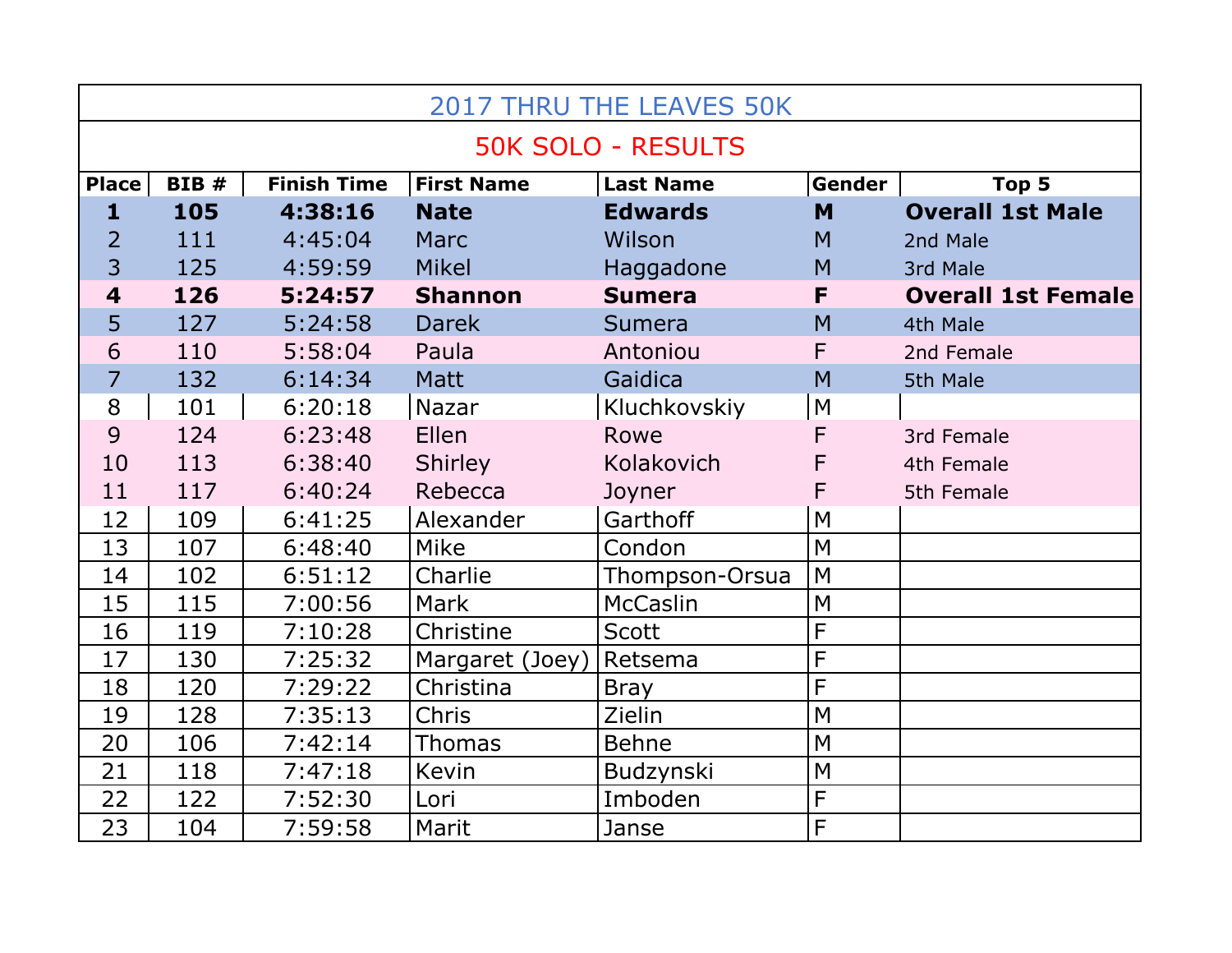# 2017 THRU THE LEAVES 50K

## 50K SOLO - RESULTS

| Place | BIB # | Finish Time | First Name | Last Name | Gender | Top 5 |
|---|---|---|---|---|---|---|
| **1** | **105** | **4:38:16** | **Nate** | **Edwards** | **M** | **Overall 1st Male** |
| 2 | 111 | 4:45:04 | Marc | Wilson | M | 2nd Male |
| 3 | 125 | 4:59:59 | Mikel | Haggadone | M | 3rd Male |
| **4** | **126** | **5:24:57** | **Shannon** | **Sumera** | **F** | **Overall 1st Female** |
| 5 | 127 | 5:24:58 | Darek | Sumera | M | 4th Male |
| 6 | 110 | 5:58:04 | Paula | Antoniou | F | 2nd Female |
| 7 | 132 | 6:14:34 | Matt | Gaidica | M | 5th Male |
| 8 | 101 | 6:20:18 | Nazar | Kluchkovskiy | M | |
| 9 | 124 | 6:23:48 | Ellen | Rowe | F | 3rd Female |
| 10 | 113 | 6:38:40 | Shirley | Kolakovich | F | 4th Female |
| 11 | 117 | 6:40:24 | Rebecca | Joyner | F | 5th Female |
| 12 | 109 | 6:41:25 | Alexander | Garthoff | M | |
| 13 | 107 | 6:48:40 | Mike | Condon | M | |
| 14 | 102 | 6:51:12 | Charlie | Thompson-Orsua | M | |
| 15 | 115 | 7:00:56 | Mark | McCaslin | M | |
| 16 | 119 | 7:10:28 | Christine | Scott | F | |
| 17 | 130 | 7:25:32 | Margaret (Joey) | Retsema | F | |
| 18 | 120 | 7:29:22 | Christina | Bray | F | |
| 19 | 128 | 7:35:13 | Chris | Zielin | M | |
| 20 | 106 | 7:42:14 | Thomas | Behne | M | |
| 21 | 118 | 7:47:18 | Kevin | Budzynski | M | |
| 22 | 122 | 7:52:30 | Lori | Imboden | F | |
| 23 | 104 | 7:59:58 | Marit | Janse | F | |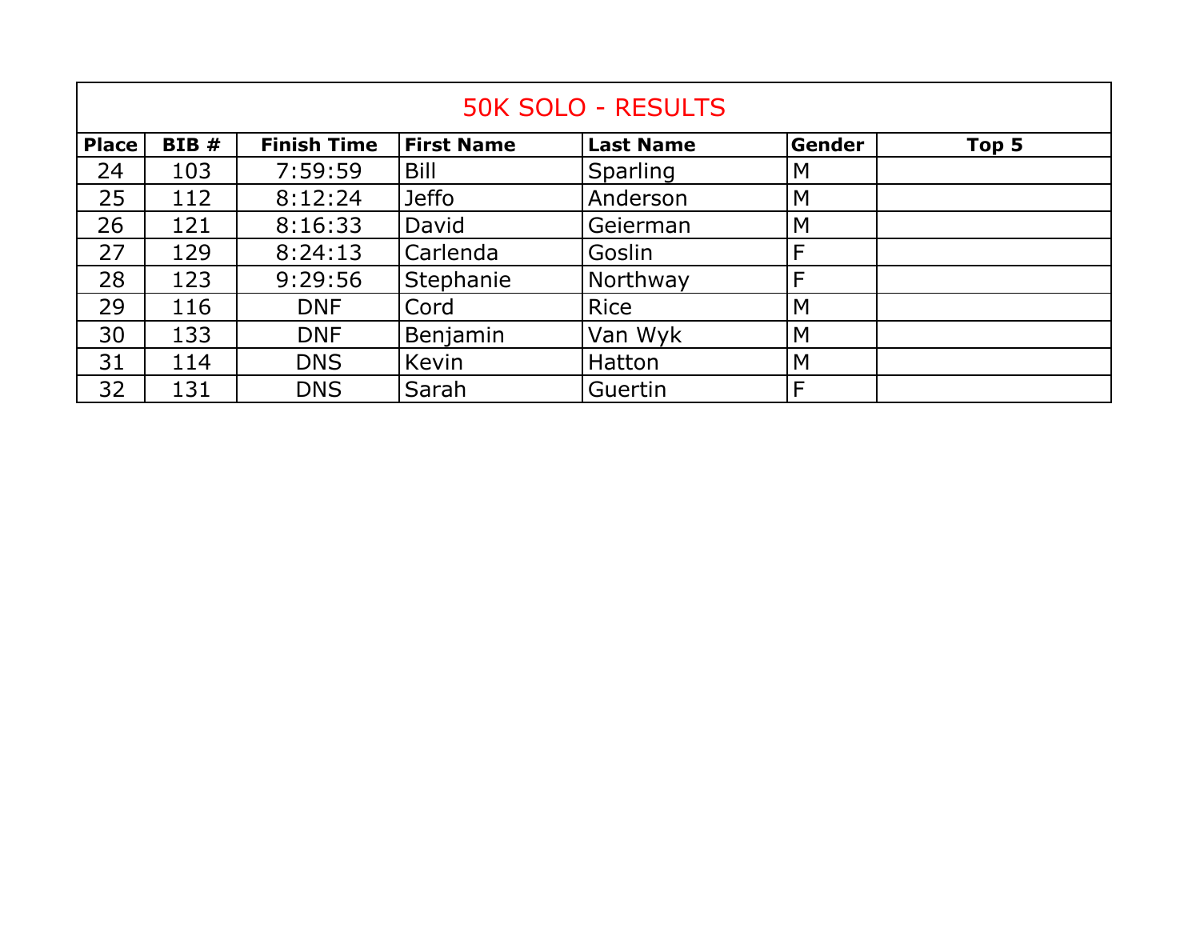| 50K SOLO - RESULTS | | | | | | |
|---|---|---|---|---|---|---|
| **Place** | **BIB #** | **Finish Time** | **First Name** | **Last Name** | **Gender** | **Top 5** |
| 24 | 103 | 7:59:59 | Bill | Sparling | M | |
| 25 | 112 | 8:12:24 | Jeffo | Anderson | M | |
| 26 | 121 | 8:16:33 | David | Geierman | M | |
| 27 | 129 | 8:24:13 | Carlenda | Goslin | F | |
| 28 | 123 | 9:29:56 | Stephanie | Northway | F | |
| 29 | 116 | DNF | Cord | Rice | M | |
| 30 | 133 | DNF | Benjamin | Van Wyk | M | |
| 31 | 114 | DNS | Kevin | Hatton | M | |
| 32 | 131 | DNS | Sarah | Guertin | F | |